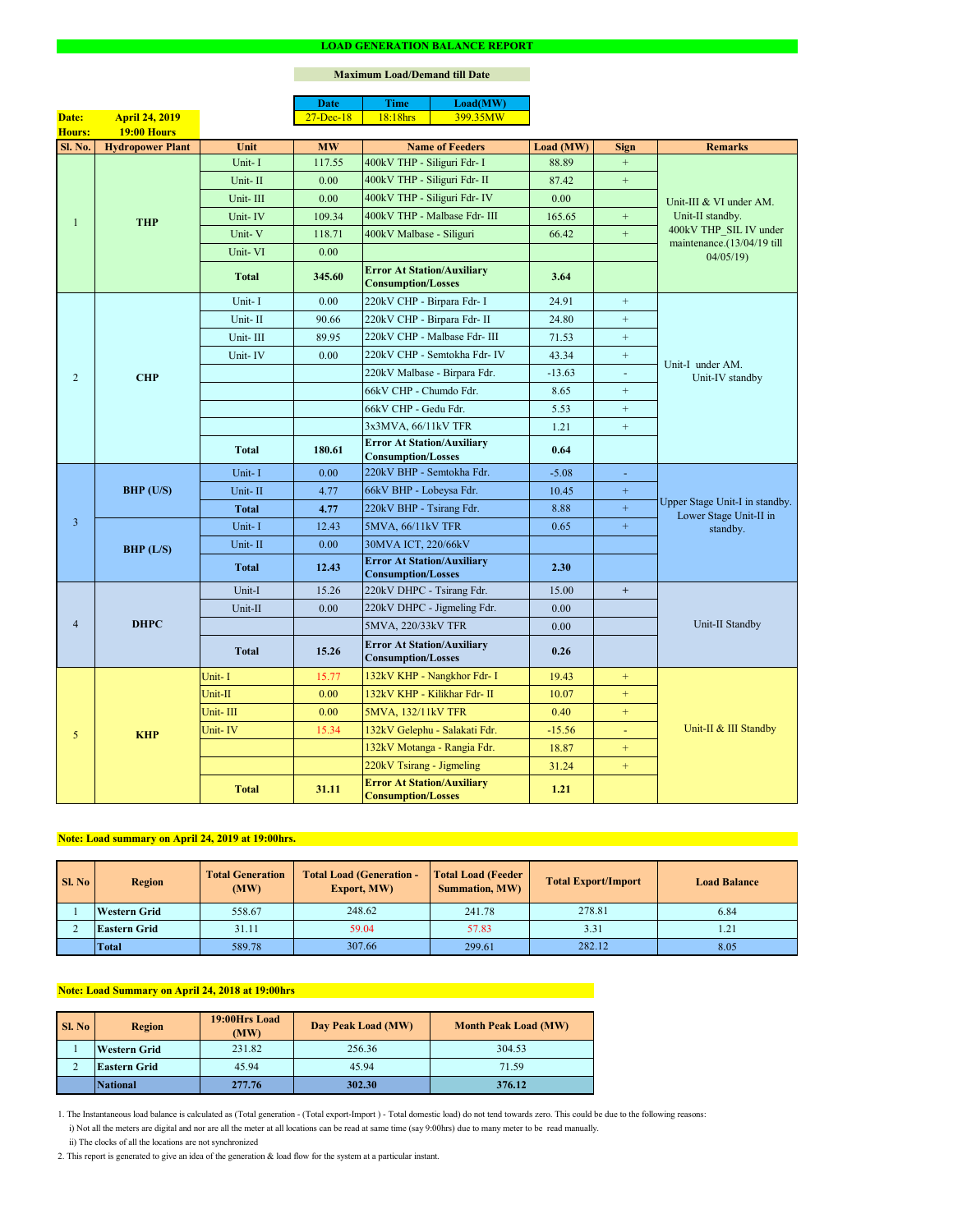# LOAD GENERATION BALANCE REPORT

**Maximum Load/Demand till Date**

| Date | Time | Load(MW) |
|---|---|---|
| 27-Dec-18 | 18:18hrs | 399.35MW |

**Date:** April 24, 2019
**Hours:** 19:00 Hours

| Sl. No. | Hydropower Plant | Unit | MW | Name of Feeders | Load (MW) | Sign | Remarks |
|---|---|---|---|---|---|---|---|
| 1 | THP | Unit- I | 117.55 | 400kV THP - Siliguri Fdr- I | 88.89 | + | Unit-III & VI under AM. Unit-II standby. 400kV THP_SIL IV under maintenance.(13/04/19 till 04/05/19) |
| | | Unit- II | 0.00 | 400kV THP - Siliguri Fdr- II | 87.42 | + | |
| | | Unit- III | 0.00 | 400kV THP - Siliguri Fdr- IV | 0.00 | | |
| | | Unit- IV | 109.34 | 400kV THP - Malbase Fdr- III | 165.65 | + | |
| | | Unit- V | 118.71 | 400kV Malbase - Siliguri | 66.42 | + | |
| | | Unit- VI | 0.00 | | | | |
| | | **Total** | **345.60** | **Error At Station/Auxiliary Consumption/Losses** | **3.64** | | |
| 2 | CHP | Unit- I | 0.00 | 220kV CHP - Birpara Fdr- I | 24.91 | + | Unit-I under AM. Unit-IV standby |
| | | Unit- II | 90.66 | 220kV CHP - Birpara Fdr- II | 24.80 | + | |
| | | Unit- III | 89.95 | 220kV CHP - Malbase Fdr- III | 71.53 | + | |
| | | Unit- IV | 0.00 | 220kV CHP - Semtokha Fdr- IV | 43.34 | + | |
| | | | | 220kV Malbase - Birpara Fdr. | -13.63 | - | |
| | | | | 66kV CHP - Chumdo Fdr. | 8.65 | + | |
| | | | | 66kV CHP - Gedu Fdr. | 5.53 | + | |
| | | | | 3x3MVA, 66/11kV TFR | 1.21 | + | |
| | | **Total** | **180.61** | **Error At Station/Auxiliary Consumption/Losses** | **0.64** | | |
| 3 | BHP (U/S) | Unit- I | 0.00 | 220kV BHP - Semtokha Fdr. | -5.08 | - | Upper Stage Unit-I in standby. Lower Stage Unit-II in standby. |
| | | Unit- II | 4.77 | 66kV BHP - Lobeysa Fdr. | 10.45 | + | |
| | | **Total** | **4.77** | 220kV BHP - Tsirang Fdr. | 8.88 | + | |
| | BHP (L/S) | Unit- I | 12.43 | 5MVA, 66/11kV TFR | 0.65 | + | |
| | | Unit- II | 0.00 | 30MVA ICT, 220/66kV | | | |
| | | **Total** | **12.43** | **Error At Station/Auxiliary Consumption/Losses** | **2.30** | | |
| 4 | DHPC | Unit-I | 15.26 | 220kV DHPC - Tsirang Fdr. | 15.00 | + | Unit-II Standby |
| | | Unit-II | 0.00 | 220kV DHPC - Jigmeling Fdr. | 0.00 | | |
| | | | | 5MVA, 220/33kV TFR | 0.00 | | |
| | | **Total** | **15.26** | **Error At Station/Auxiliary Consumption/Losses** | **0.26** | | |
| 5 | KHP | Unit- I | 15.77 | 132kV KHP - Nangkhor Fdr- I | 19.43 | + | Unit-II & III Standby |
| | | Unit-II | 0.00 | 132kV KHP - Kilikhar Fdr- II | 10.07 | + | |
| | | Unit- III | 0.00 | 5MVA, 132/11kV TFR | 0.40 | + | |
| | | Unit- IV | 15.34 | 132kV Gelephu - Salakati Fdr. | -15.56 | - | |
| | | | | 132kV Motanga - Rangia Fdr. | 18.87 | + | |
| | | | | 220kV Tsirang - Jigmeling | 31.24 | + | |
| | | **Total** | **31.11** | **Error At Station/Auxiliary Consumption/Losses** | **1.21** | | |

**Note: Load summary on April 24, 2019 at 19:00hrs.**

| Sl. No | Region | Total Generation (MW) | Total Load (Generation - Export, MW) | Total Load (Feeder Summation, MW) | Total Export/Import | Load Balance |
|---|---|---|---|---|---|---|
| 1 | **Western Grid** | 558.67 | 248.62 | 241.78 | 278.81 | 6.84 |
| 2 | **Eastern Grid** | 31.11 | 59.04 | 57.83 | 3.31 | 1.21 |
| | **Total** | 589.78 | 307.66 | 299.61 | 282.12 | 8.05 |

**Note: Load Summary on April 24, 2018 at 19:00hrs**

| Sl. No | Region | 19:00Hrs Load (MW) | Day Peak Load (MW) | Month Peak Load (MW) |
|---|---|---|---|---|
| 1 | **Western Grid** | 231.82 | 256.36 | 304.53 |
| 2 | **Eastern Grid** | 45.94 | 45.94 | 71.59 |
| | **National** | **277.76** | **302.30** | **376.12** |

1. The Instantaneous load balance is calculated as (Total generation - (Total export-Import ) - Total domestic load) do not tend towards zero. This could be due to the following reasons:
   i) Not all the meters are digital and nor are all the meter at all locations can be read at same time (say 9:00hrs) due to many meter to be read manually.
   ii) The clocks of all the locations are not synchronized
2. This report is generated to give an idea of the generation & load flow for the system at a particular instant.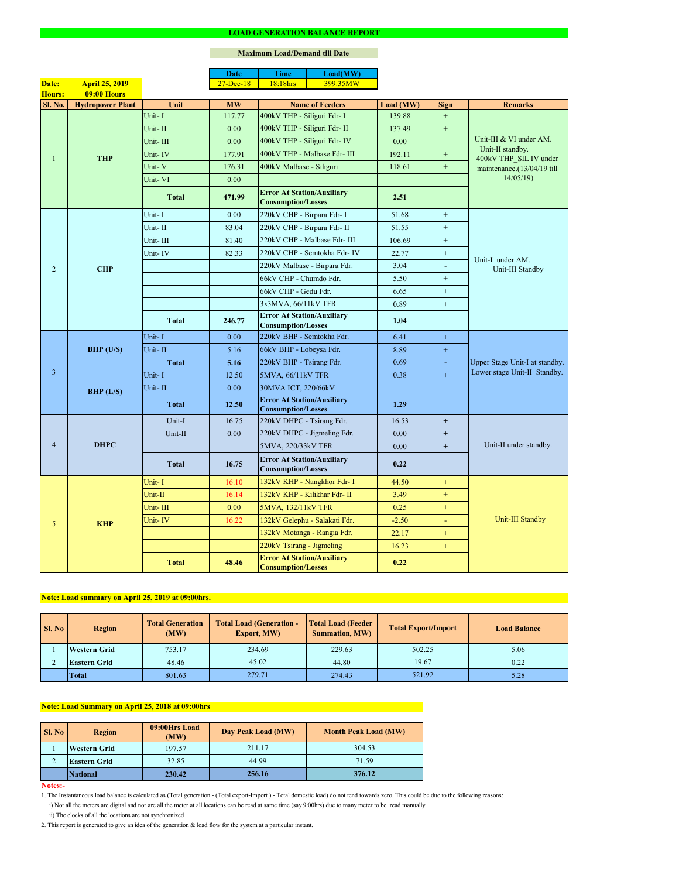# LOAD GENERATION BALANCE REPORT

**Maximum Load/Demand till Date**

| Date | Time | Load(MW) |
|---|---|---|
| 27-Dec-18 | 18:18hrs | 399.35MW |

**Date:** April 25, 2019
**Hours:** 09:00 Hours

| Sl. No. | Hydropower Plant | Unit | MW | Name of Feeders | Load (MW) | Sign | Remarks |
|---|---|---|---|---|---|---|---|
| 1 | THP | Unit- I | 117.77 | 400kV THP - Siliguri Fdr- I | 139.88 | + | Unit-III & VI under AM. Unit-II standby. 400kV THP_SIL IV under maintenance.(13/04/19 till 14/05/19) |
| | | Unit- II | 0.00 | 400kV THP - Siliguri Fdr- II | 137.49 | + | |
| | | Unit- III | 0.00 | 400kV THP - Siliguri Fdr- IV | 0.00 | | |
| | | Unit- IV | 177.91 | 400kV THP - Malbase Fdr- III | 192.11 | + | |
| | | Unit- V | 176.31 | 400kV Malbase - Siliguri | 118.61 | + | |
| | | Unit- VI | 0.00 | | | | |
| | | Total | 471.99 | Error At Station/Auxiliary Consumption/Losses | 2.51 | | |
| 2 | CHP | Unit- I | 0.00 | 220kV CHP - Birpara Fdr- I | 51.68 | + | Unit-I under AM. Unit-III Standby |
| | | Unit- II | 83.04 | 220kV CHP - Birpara Fdr- II | 51.55 | + | |
| | | Unit- III | 81.40 | 220kV CHP - Malbase Fdr- III | 106.69 | + | |
| | | Unit- IV | 82.33 | 220kV CHP - Semtokha Fdr- IV | 22.77 | + | |
| | | | | 220kV Malbase - Birpara Fdr. | 3.04 | - | |
| | | | | 66kV CHP - Chumdo Fdr. | 5.50 | + | |
| | | | | 66kV CHP - Gedu Fdr. | 6.65 | + | |
| | | | | 3x3MVA, 66/11kV TFR | 0.89 | + | |
| | | Total | 246.77 | Error At Station/Auxiliary Consumption/Losses | 1.04 | | |
| 3 | BHP (U/S) | Unit- I | 0.00 | 220kV BHP - Semtokha Fdr. | 6.41 | + | Upper Stage Unit-I at standby. Lower stage Unit-II Standby. |
| | | Unit- II | 5.16 | 66kV BHP - Lobeysa Fdr. | 8.89 | + | |
| | | Total | 5.16 | 220kV BHP - Tsirang Fdr. | 0.69 | - | |
| | BHP (L/S) | Unit- I | 12.50 | 5MVA, 66/11kV TFR | 0.38 | + | |
| | | Unit- II | 0.00 | 30MVA ICT, 220/66kV | | | |
| | | Total | 12.50 | Error At Station/Auxiliary Consumption/Losses | 1.29 | | |
| 4 | DHPC | Unit-I | 16.75 | 220kV DHPC - Tsirang Fdr. | 16.53 | + | Unit-II under standby. |
| | | Unit-II | 0.00 | 220kV DHPC - Jigmeling Fdr. | 0.00 | + | |
| | | | | 5MVA, 220/33kV TFR | 0.00 | + | |
| | | Total | 16.75 | Error At Station/Auxiliary Consumption/Losses | 0.22 | | |
| 5 | KHP | Unit- I | 16.10 | 132kV KHP - Nangkhor Fdr- I | 44.50 | + | Unit-III Standby |
| | | Unit-II | 16.14 | 132kV KHP - Kilikhar Fdr- II | 3.49 | + | |
| | | Unit- III | 0.00 | 5MVA, 132/11kV TFR | 0.25 | + | |
| | | Unit- IV | 16.22 | 132kV Gelephu - Salakati Fdr. | -2.50 | - | |
| | | | | 132kV Motanga - Rangia Fdr. | 22.17 | + | |
| | | | | 220kV Tsirang - Jigmeling | 16.23 | + | |
| | | Total | 48.46 | Error At Station/Auxiliary Consumption/Losses | 0.22 | | |

**Note: Load summary on April 25, 2019 at 09:00hrs.**

| Sl. No | Region | Total Generation (MW) | Total Load (Generation - Export, MW) | Total Load (Feeder Summation, MW) | Total Export/Import | Load Balance |
|---|---|---|---|---|---|---|
| 1 | Western Grid | 753.17 | 234.69 | 229.63 | 502.25 | 5.06 |
| 2 | Eastern Grid | 48.46 | 45.02 | 44.80 | 19.67 | 0.22 |
| | Total | 801.63 | 279.71 | 274.43 | 521.92 | 5.28 |

**Note: Load Summary on April 25, 2018 at 09:00hrs**

| Sl. No | Region | 09:00Hrs Load (MW) | Day Peak Load (MW) | Month Peak Load (MW) |
|---|---|---|---|---|
| 1 | Western Grid | 197.57 | 211.17 | 304.53 |
| 2 | Eastern Grid | 32.85 | 44.99 | 71.59 |
| | National | 230.42 | 256.16 | 376.12 |

**Notes:-**

1. The Instantaneous load balance is calculated as (Total generation - (Total export-Import ) - Total domestic load) do not tend towards zero. This could be due to the following reasons:
   i) Not all the meters are digital and nor are all the meter at all locations can be read at same time (say 9:00hrs) due to many meter to be read manually.
   ii) The clocks of all the locations are not synchronized
2. This report is generated to give an idea of the generation & load flow for the system at a particular instant.